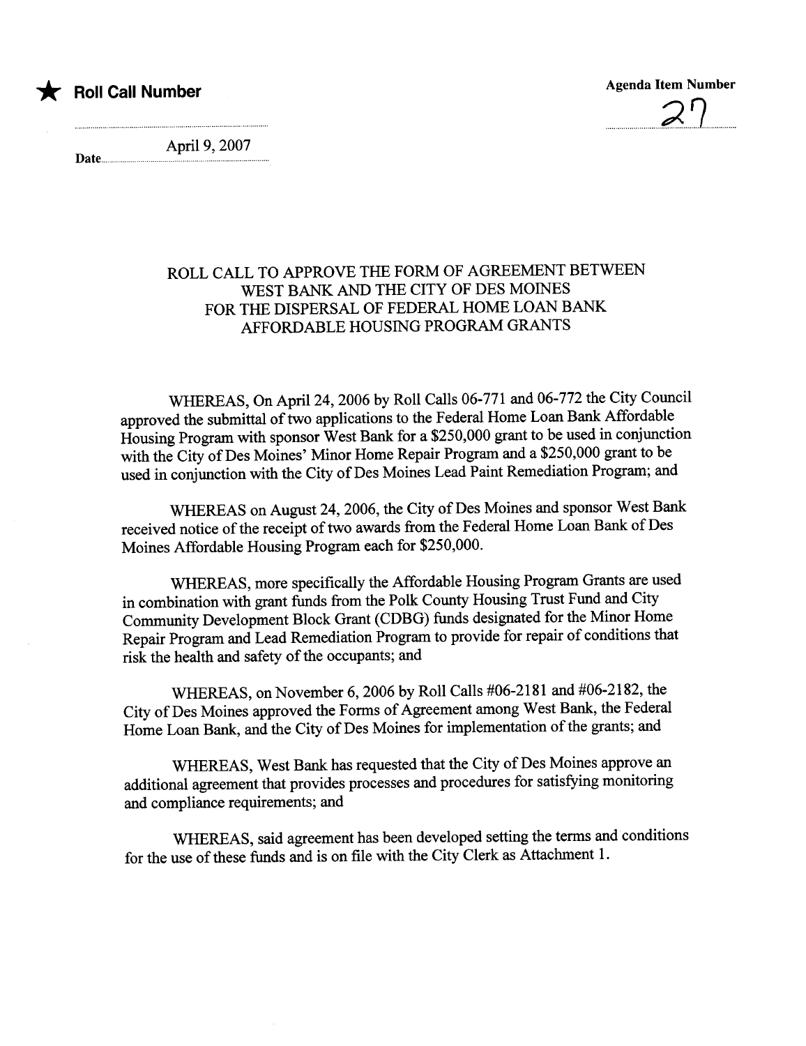★ **Roll Call Number**

**Agenda Item Number** 27

**Date** April 9, 2007

ROLL CALL TO APPROVE THE FORM OF AGREEMENT BETWEEN WEST BANK AND THE CITY OF DES MOINES FOR THE DISPERSAL OF FEDERAL HOME LOAN BANK AFFORDABLE HOUSING PROGRAM GRANTS

WHEREAS, On April 24, 2006 by Roll Calls 06-771 and 06-772 the City Council approved the submittal of two applications to the Federal Home Loan Bank Affordable Housing Program with sponsor West Bank for a $250,000 grant to be used in conjunction with the City of Des Moines' Minor Home Repair Program and a $250,000 grant to be used in conjunction with the City of Des Moines Lead Paint Remediation Program; and

WHEREAS on August 24, 2006, the City of Des Moines and sponsor West Bank received notice of the receipt of two awards from the Federal Home Loan Bank of Des Moines Affordable Housing Program each for $250,000.

WHEREAS, more specifically the Affordable Housing Program Grants are used in combination with grant funds from the Polk County Housing Trust Fund and City Community Development Block Grant (CDBG) funds designated for the Minor Home Repair Program and Lead Remediation Program to provide for repair of conditions that risk the health and safety of the occupants; and

WHEREAS, on November 6, 2006 by Roll Calls #06-2181 and #06-2182, the City of Des Moines approved the Forms of Agreement among West Bank, the Federal Home Loan Bank, and the City of Des Moines for implementation of the grants; and

WHEREAS, West Bank has requested that the City of Des Moines approve an additional agreement that provides processes and procedures for satisfying monitoring and compliance requirements; and

WHEREAS, said agreement has been developed setting the terms and conditions for the use of these funds and is on file with the City Clerk as Attachment 1.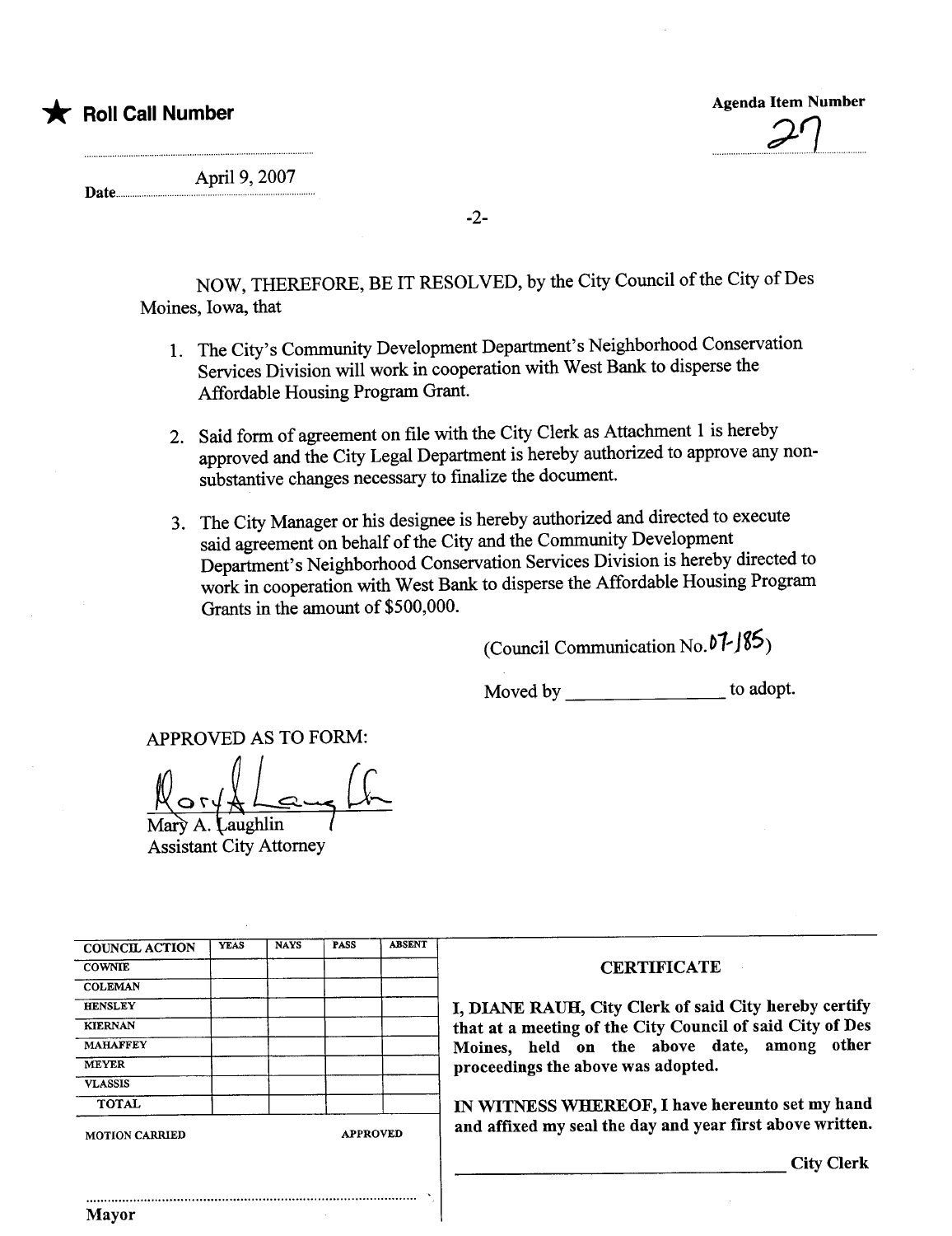★ **Roll Call Number**

**Agenda Item Number**
27

Date April 9, 2007

NOW, THEREFORE, BE IT RESOLVED, by the City Council of the City of Des Moines, Iowa, that

1. The City's Community Development Department's Neighborhood Conservation Services Division will work in cooperation with West Bank to disperse the Affordable Housing Program Grant.

2. Said form of agreement on file with the City Clerk as Attachment 1 is hereby approved and the City Legal Department is hereby authorized to approve any non-substantive changes necessary to finalize the document.

3. The City Manager or his designee is hereby authorized and directed to execute said agreement on behalf of the City and the Community Development Department's Neighborhood Conservation Services Division is hereby directed to work in cooperation with West Bank to disperse the Affordable Housing Program Grants in the amount of $500,000.

(Council Communication No. 07-185)

Moved by ________________ to adopt.

APPROVED AS TO FORM:

Mary A. Laughlin
Assistant City Attorney

| COUNCIL ACTION | YEAS | NAYS | PASS | ABSENT |
|---|---|---|---|---|
| COWNIE | | | | |
| COLEMAN | | | | |
| HENSLEY | | | | |
| KIERNAN | | | | |
| MAHAFFEY | | | | |
| MEYER | | | | |
| VLASSIS | | | | |
| TOTAL | | | | |

MOTION CARRIED APPROVED

..........................................................................................

Mayor

**CERTIFICATE**

**I, DIANE RAUH, City Clerk of said City hereby certify that at a meeting of the City Council of said City of Des Moines, held on the above date, among other proceedings the above was adopted.**

**IN WITNESS WHEREOF, I have hereunto set my hand and affixed my seal the day and year first above written.**

________________________________ **City Clerk**